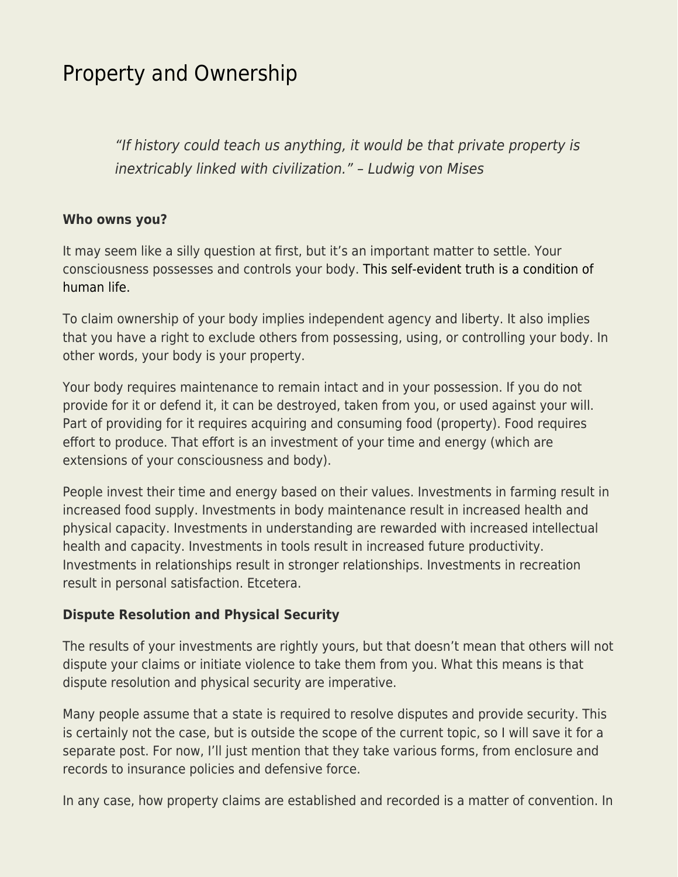# Property and Ownership

> *"If history could teach us anything, it would be that private property is inextricably linked with civilization." – Ludwig von Mises*

**Who owns you?**

It may seem like a silly question at first, but it's an important matter to settle. Your consciousness possesses and controls your body. This self-evident truth is a condition of human life.

To claim ownership of your body implies independent agency and liberty. It also implies that you have a right to exclude others from possessing, using, or controlling your body. In other words, your body is your property.

Your body requires maintenance to remain intact and in your possession. If you do not provide for it or defend it, it can be destroyed, taken from you, or used against your will. Part of providing for it requires acquiring and consuming food (property). Food requires effort to produce. That effort is an investment of your time and energy (which are extensions of your consciousness and body).

People invest their time and energy based on their values. Investments in farming result in increased food supply. Investments in body maintenance result in increased health and physical capacity. Investments in understanding are rewarded with increased intellectual health and capacity. Investments in tools result in increased future productivity. Investments in relationships result in stronger relationships. Investments in recreation result in personal satisfaction. Etcetera.

**Dispute Resolution and Physical Security**

The results of your investments are rightly yours, but that doesn't mean that others will not dispute your claims or initiate violence to take them from you. What this means is that dispute resolution and physical security are imperative.

Many people assume that a state is required to resolve disputes and provide security. This is certainly not the case, but is outside the scope of the current topic, so I will save it for a separate post. For now, I'll just mention that they take various forms, from enclosure and records to insurance policies and defensive force.

In any case, how property claims are established and recorded is a matter of convention. In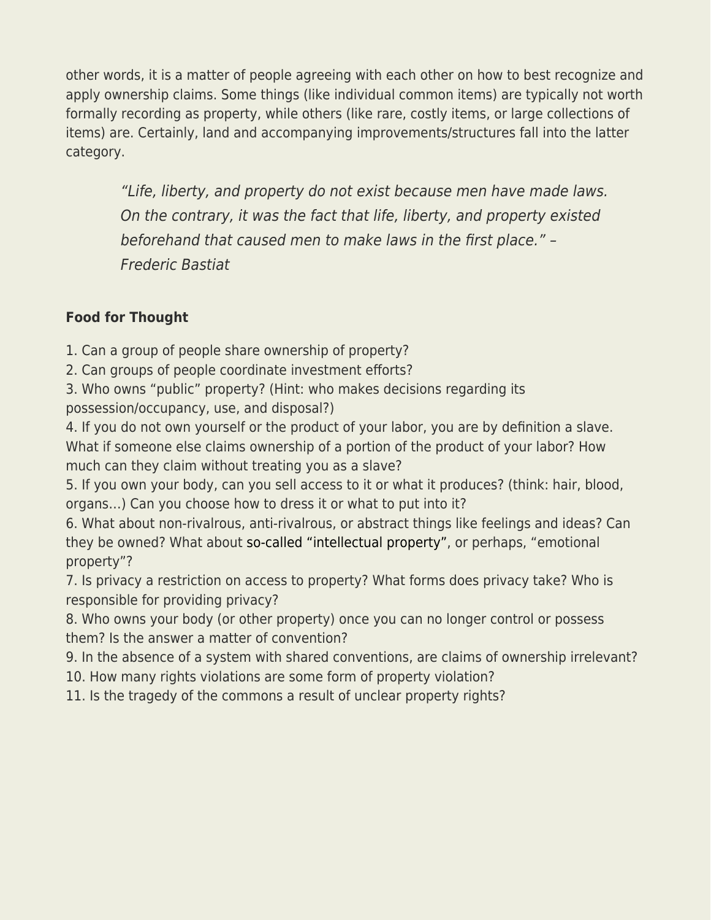other words, it is a matter of people agreeing with each other on how to best recognize and apply ownership claims. Some things (like individual common items) are typically not worth formally recording as property, while others (like rare, costly items, or large collections of items) are. Certainly, land and accompanying improvements/structures fall into the latter category.

> *"Life, liberty, and property do not exist because men have made laws. On the contrary, it was the fact that life, liberty, and property existed beforehand that caused men to make laws in the first place." – Frederic Bastiat*

**Food for Thought**

1. Can a group of people share ownership of property?
2. Can groups of people coordinate investment efforts?
3. Who owns "public" property? (Hint: who makes decisions regarding its possession/occupancy, use, and disposal?)
4. If you do not own yourself or the product of your labor, you are by definition a slave. What if someone else claims ownership of a portion of the product of your labor? How much can they claim without treating you as a slave?
5. If you own your body, can you sell access to it or what it produces? (think: hair, blood, organs…) Can you choose how to dress it or what to put into it?
6. What about non-rivalrous, anti-rivalrous, or abstract things like feelings and ideas? Can they be owned? What about so-called "intellectual property", or perhaps, "emotional property"?
7. Is privacy a restriction on access to property? What forms does privacy take? Who is responsible for providing privacy?
8. Who owns your body (or other property) once you can no longer control or possess them? Is the answer a matter of convention?
9. In the absence of a system with shared conventions, are claims of ownership irrelevant?
10. How many rights violations are some form of property violation?
11. Is the tragedy of the commons a result of unclear property rights?